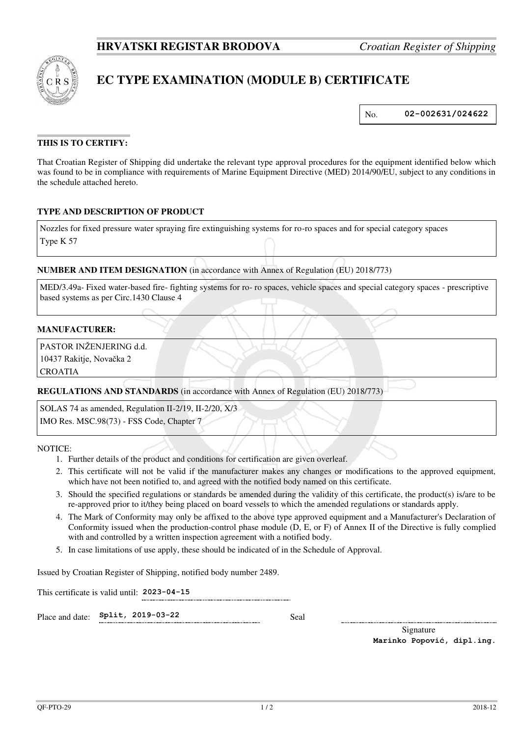**HRVATSKI REGISTAR BRODOVA** *Croatian Register of Shipping*

# EC TYPE EXAMINATION (MODULE B) CERTIFICATE

No. **02-002631/024622**

**THIS IS TO CERTIFY:**

That Croatian Register of Shipping did undertake the relevant type approval procedures for the equipment identified below which was found to be in compliance with requirements of Marine Equipment Directive (MED) 2014/90/EU, subject to any conditions in the schedule attached hereto.

**TYPE AND DESCRIPTION OF PRODUCT**

Nozzles for fixed pressure water spraying fire extinguishing systems for ro-ro spaces and for special category spaces
Type K 57

**NUMBER AND ITEM DESIGNATION** (in accordance with Annex of Regulation (EU) 2018/773)

MED/3.49a- Fixed water-based fire- fighting systems for ro- ro spaces, vehicle spaces and special category spaces - prescriptive based systems as per Circ.1430 Clause 4

**MANUFACTURER:**

PASTOR INŽENJERING d.d.
10437 Rakitje, Novačka 2
CROATIA

**REGULATIONS AND STANDARDS** (in accordance with Annex of Regulation (EU) 2018/773)

SOLAS 74 as amended, Regulation II-2/19, II-2/20, X/3
IMO Res. MSC.98(73) - FSS Code, Chapter 7

NOTICE:

1. Further details of the product and conditions for certification are given overleaf.
2. This certificate will not be valid if the manufacturer makes any changes or modifications to the approved equipment, which have not been notified to, and agreed with the notified body named on this certificate.
3. Should the specified regulations or standards be amended during the validity of this certificate, the product(s) is/are to be re-approved prior to it/they being placed on board vessels to which the amended regulations or standards apply.
4. The Mark of Conformity may only be affixed to the above type approved equipment and a Manufacturer's Declaration of Conformity issued when the production-control phase module (D, E, or F) of Annex II of the Directive is fully complied with and controlled by a written inspection agreement with a notified body.
5. In case limitations of use apply, these should be indicated of in the Schedule of Approval.

Issued by Croatian Register of Shipping, notified body number 2489.

This certificate is valid until: **2023-04-15**

Place and date: **Split, 2019-03-22**

Seal

Signature
**Marinko Popović, dipl.ing.**

QF-PTO-29 2018-12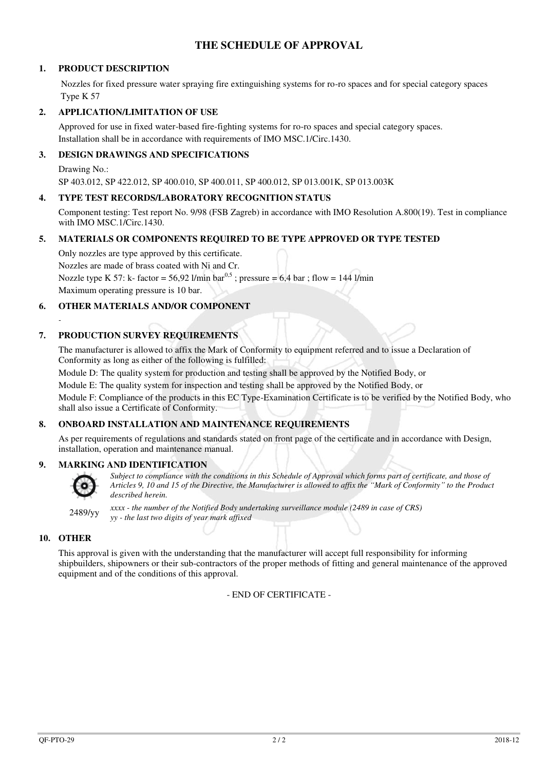# THE SCHEDULE OF APPROVAL

## 1. PRODUCT DESCRIPTION

Nozzles for fixed pressure water spraying fire extinguishing systems for ro-ro spaces and for special category spaces Type K 57

## 2. APPLICATION/LIMITATION OF USE

Approved for use in fixed water-based fire-fighting systems for ro-ro spaces and special category spaces.
Installation shall be in accordance with requirements of IMO MSC.1/Circ.1430.

## 3. DESIGN DRAWINGS AND SPECIFICATIONS

Drawing No.:
SP 403.012, SP 422.012, SP 400.010, SP 400.011, SP 400.012, SP 013.001K, SP 013.003K

## 4. TYPE TEST RECORDS/LABORATORY RECOGNITION STATUS

Component testing: Test report No. 9/98 (FSB Zagreb) in accordance with IMO Resolution A.800(19). Test in compliance with IMO MSC.1/Circ.1430.

## 5. MATERIALS OR COMPONENTS REQUIRED TO BE TYPE APPROVED OR TYPE TESTED

Only nozzles are type approved by this certificate.
Nozzles are made of brass coated with Ni and Cr.
Nozzle type K 57: k- factor = 56,92 l/min $bar^{0,5}$ ; pressure = 6,4 bar ; flow = 144 l/min
Maximum operating pressure is 10 bar.

## 6. OTHER MATERIALS AND/OR COMPONENT

-

## 7. PRODUCTION SURVEY REQUIREMENTS

The manufacturer is allowed to affix the Mark of Conformity to equipment referred and to issue a Declaration of Conformity as long as either of the following is fulfilled:

Module D: The quality system for production and testing shall be approved by the Notified Body, or

Module E: The quality system for inspection and testing shall be approved by the Notified Body, or

Module F: Compliance of the products in this EC Type-Examination Certificate is to be verified by the Notified Body, who shall also issue a Certificate of Conformity.

## 8. ONBOARD INSTALLATION AND MAINTENANCE REQUIREMENTS

As per requirements of regulations and standards stated on front page of the certificate and in accordance with Design, installation, operation and maintenance manual.

## 9. MARKING AND IDENTIFICATION

*Subject to compliance with the conditions in this Schedule of Approval which forms part of certificate, and those of Articles 9, 10 and 15 of the Directive, the Manufacturer is allowed to affix the "Mark of Conformity" to the Product described herein.*

2489/yy

*xxxx - the number of the Notified Body undertaking surveillance module (2489 in case of CRS)*
*yy - the last two digits of year mark affixed*

## 10. OTHER

This approval is given with the understanding that the manufacturer will accept full responsibility for informing shipbuilders, shipowners or their sub-contractors of the proper methods of fitting and general maintenance of the approved equipment and of the conditions of this approval.

- END OF CERTIFICATE -

QF-PTO-29 2018-12